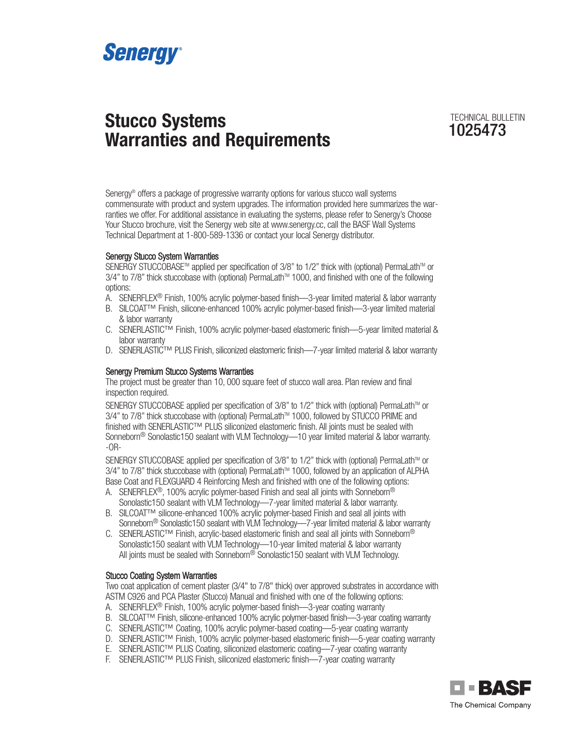Senergy®

# Stucco Systems Warranties and Requirements

TECHNICAL BULLETIN
1025473

Senergy® offers a package of progressive warranty options for various stucco wall systems commensurate with product and system upgrades. The information provided here summarizes the warranties we offer. For additional assistance in evaluating the systems, please refer to Senergy's Choose Your Stucco brochure, visit the Senergy web site at www.senergy.cc, call the BASF Wall Systems Technical Department at 1-800-589-1336 or contact your local Senergy distributor.

## Senergy Stucco System Warranties

SENERGY STUCCOBASE™ applied per specification of 3/8" to 1/2" thick with (optional) PermaLath™ or 3/4" to 7/8" thick stuccobase with (optional) PermaLath™ 1000, and finished with one of the following options:

A. SENERFLEX® Finish, 100% acrylic polymer-based finish—3-year limited material & labor warranty
B. SILCOAT™ Finish, silicone-enhanced 100% acrylic polymer-based finish—3-year limited material & labor warranty
C. SENERLASTIC™ Finish, 100% acrylic polymer-based elastomeric finish—5-year limited material & labor warranty
D. SENERLASTIC™ PLUS Finish, siliconized elastomeric finish—7-year limited material & labor warranty

## Senergy Premium Stucco Systems Warranties

The project must be greater than 10, 000 square feet of stucco wall area. Plan review and final inspection required.

SENERGY STUCCOBASE applied per specification of 3/8" to 1/2" thick with (optional) PermaLath™ or 3/4" to 7/8" thick stuccobase with (optional) PermaLath™ 1000, followed by STUCCO PRIME and finished with SENERLASTIC™ PLUS siliconized elastomeric finish. All joints must be sealed with Sonneborn® Sonolastic150 sealant with VLM Technology—10 year limited material & labor warranty.

-OR-

SENERGY STUCCOBASE applied per specification of 3/8" to 1/2" thick with (optional) PermaLath™ or 3/4" to 7/8" thick stuccobase with (optional) PermaLath™ 1000, followed by an application of ALPHA Base Coat and FLEXGUARD 4 Reinforcing Mesh and finished with one of the following options:

A. SENERFLEX®, 100% acrylic polymer-based Finish and seal all joints with Sonneborn® Sonolastic150 sealant with VLM Technology—7-year limited material & labor warranty.
B. SILCOAT™ silicone-enhanced 100% acrylic polymer-based Finish and seal all joints with Sonneborn® Sonolastic150 sealant with VLM Technology—7-year limited material & labor warranty
C. SENERLASTIC™ Finish, acrylic-based elastomeric finish and seal all joints with Sonneborn® Sonolastic150 sealant with VLM Technology—10-year limited material & labor warranty
   All joints must be sealed with Sonneborn® Sonolastic150 sealant with VLM Technology.

## Stucco Coating System Warranties

Two coat application of cement plaster (3/4" to 7/8" thick) over approved substrates in accordance with ASTM C926 and PCA Plaster (Stucco) Manual and finished with one of the following options:

A. SENERFLEX® Finish, 100% acrylic polymer-based finish—3-year coating warranty
B. SILCOAT™ Finish, silicone-enhanced 100% acrylic polymer-based finish—3-year coating warranty
C. SENERLASTIC™ Coating, 100% acrylic polymer-based coating—5-year coating warranty
D. SENERLASTIC™ Finish, 100% acrylic polymer-based elastomeric finish—5-year coating warranty
E. SENERLASTIC™ PLUS Coating, siliconized elastomeric coating—7-year coating warranty
F. SENERLASTIC™ PLUS Finish, siliconized elastomeric finish—7-year coating warranty

BASF
The Chemical Company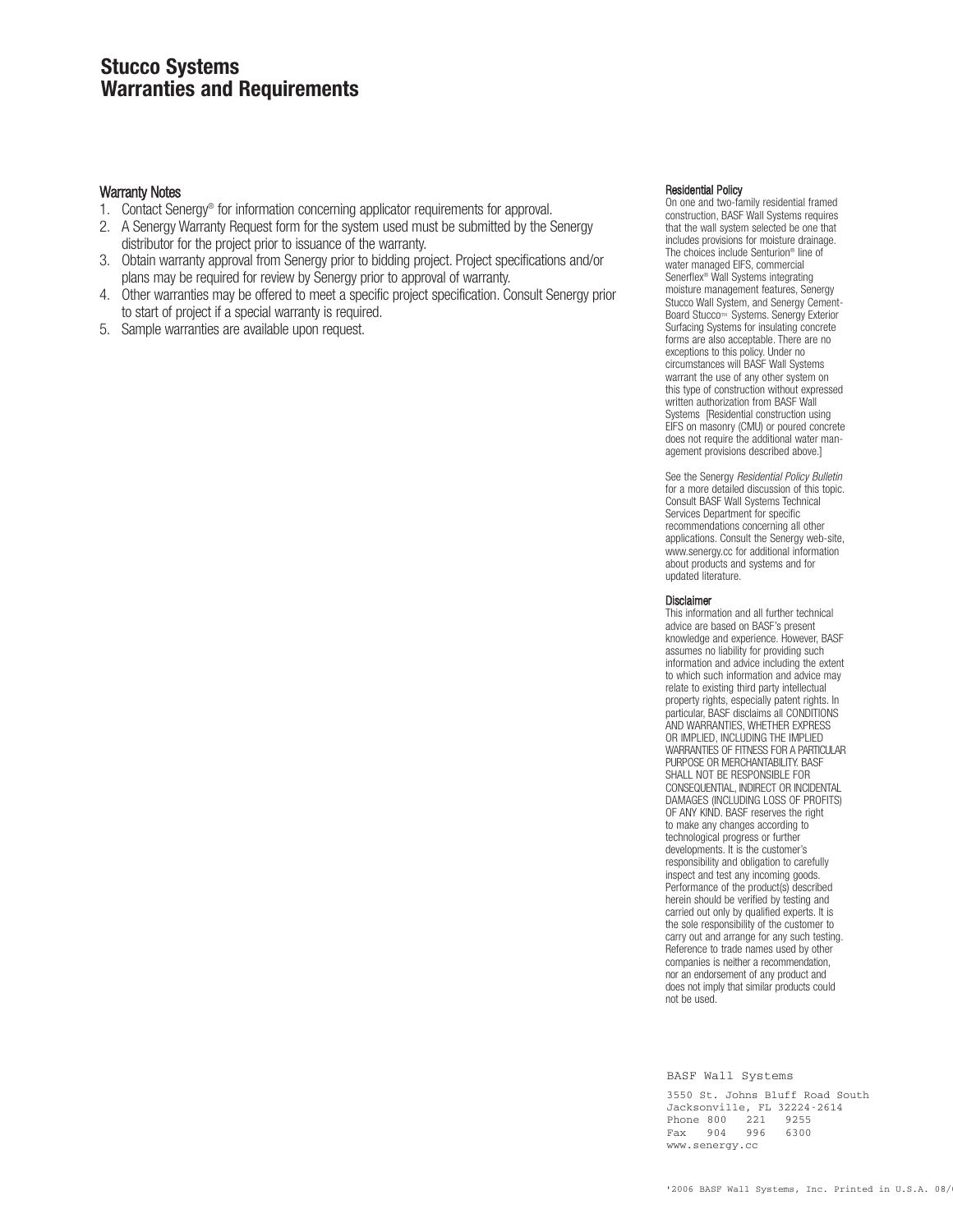# Stucco Systems
# Warranties and Requirements

## Warranty Notes

1. Contact Senergy® for information concerning applicator requirements for approval.
2. A Senergy Warranty Request form for the system used must be submitted by the Senergy distributor for the project prior to issuance of the warranty.
3. Obtain warranty approval from Senergy prior to bidding project. Project specifications and/or plans may be required for review by Senergy prior to approval of warranty.
4. Other warranties may be offered to meet a specific project specification. Consult Senergy prior to start of project if a special warranty is required.
5. Sample warranties are available upon request.

### Residential Policy

On one and two-family residential framed construction, BASF Wall Systems requires that the wall system selected be one that includes provisions for moisture drainage. The choices include Senturion® line of water managed EIFS, commercial Senerflex® Wall Systems integrating moisture management features, Senergy Stucco Wall System, and Senergy Cement-Board Stucco™ Systems. Senergy Exterior Surfacing Systems for insulating concrete forms are also acceptable. There are no exceptions to this policy. Under no circumstances will BASF Wall Systems warrant the use of any other system on this type of construction without expressed written authorization from BASF Wall Systems [Residential construction using EIFS on masonry (CMU) or poured concrete does not require the additional water management provisions described above.]

See the Senergy *Residential Policy Bulletin* for a more detailed discussion of this topic. Consult BASF Wall Systems Technical Services Department for specific recommendations concerning all other applications. Consult the Senergy web-site, www.senergy.cc for additional information about products and systems and for updated literature.

### Disclaimer

This information and all further technical advice are based on BASF's present knowledge and experience. However, BASF assumes no liability for providing such information and advice including the extent to which such information and advice may relate to existing third party intellectual property rights, especially patent rights. In particular, BASF disclaims all CONDITIONS AND WARRANTIES, WHETHER EXPRESS OR IMPLIED, INCLUDING THE IMPLIED WARRANTIES OF FITNESS FOR A PARTICULAR PURPOSE OR MERCHANTABILITY. BASF SHALL NOT BE RESPONSIBLE FOR CONSEQUENTIAL, INDIRECT OR INCIDENTAL DAMAGES (INCLUDING LOSS OF PROFITS) OF ANY KIND. BASF reserves the right to make any changes according to technological progress or further developments. It is the customer's responsibility and obligation to carefully inspect and test any incoming goods. Performance of the product(s) described herein should be verified by testing and carried out only by qualified experts. It is the sole responsibility of the customer to carry out and arrange for any such testing. Reference to trade names used by other companies is neither a recommendation, nor an endorsement of any product and does not imply that similar products could not be used.

BASF Wall Systems

3550 St. Johns Bluff Road South
Jacksonville, FL 32224-2614
Phone 800 221 9255
Fax 904 996 6300
www.senergy.cc

©2006 BASF Wall Systems, Inc. Printed in U.S.A. 08/0